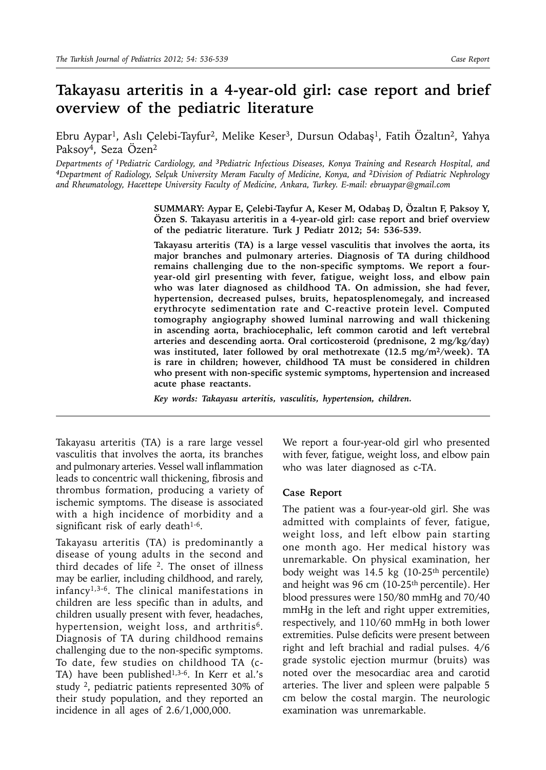# Takayasu arteritis in a 4-year-old girl: case report and brief overview of the pediatric literature

Ebru Aypar[1], Aslı Çelebi-Tayfur[2], Melike Keser[3], Dursun Odabaş[1], Fatih Özaltın[2], Yahya Paksoy[4], Seza Özen[2]

*Departments of [1]Pediatric Cardiology, and [3]Pediatric Infectious Diseases, Konya Training and Research Hospital, and [4]Department of Radiology, Selçuk University Meram Faculty of Medicine, Konya, and [2]Division of Pediatric Nephrology and Rheumatology, Hacettepe University Faculty of Medicine, Ankara, Turkey. E-mail: ebruaypar@gmail.com*

**SUMMARY: Aypar E, Çelebi-Tayfur A, Keser M, Odabaş D, Özaltın F, Paksoy Y, Özen S. Takayasu arteritis in a 4-year-old girl: case report and brief overview of the pediatric literature. Turk J Pediatr 2012; 54: 536-539.**

**Takayasu arteritis (TA) is a large vessel vasculitis that involves the aorta, its major branches and pulmonary arteries. Diagnosis of TA during childhood remains challenging due to the non-specific symptoms. We report a four-year-old girl presenting with fever, fatigue, weight loss, and elbow pain who was later diagnosed as childhood TA. On admission, she had fever, hypertension, decreased pulses, bruits, hepatosplenomegaly, and increased erythrocyte sedimentation rate and C-reactive protein level. Computed tomography angiography showed luminal narrowing and wall thickening in ascending aorta, brachiocephalic, left common carotid and left vertebral arteries and descending aorta. Oral corticosteroid (prednisone, 2 mg/kg/day) was instituted, later followed by oral methotrexate (12.5 mg/m$^2$/week). TA is rare in children; however, childhood TA must be considered in children who present with non-specific systemic symptoms, hypertension and increased acute phase reactants.**

***Key words: Takayasu arteritis, vasculitis, hypertension, children.***

---

Takayasu arteritis (TA) is a rare large vessel vasculitis that involves the aorta, its branches and pulmonary arteries. Vessel wall inflammation leads to concentric wall thickening, fibrosis and thrombus formation, producing a variety of ischemic symptoms. The disease is associated with a high incidence of morbidity and a significant risk of early death[1-6].

Takayasu arteritis (TA) is predominantly a disease of young adults in the second and third decades of life [2]. The onset of illness may be earlier, including childhood, and rarely, infancy[1,3-6]. The clinical manifestations in children are less specific than in adults, and children usually present with fever, headaches, hypertension, weight loss, and arthritis[6]. Diagnosis of TA during childhood remains challenging due to the non-specific symptoms. To date, few studies on childhood TA (c-TA) have been published[1,3-6]. In Kerr et al.'s study [2], pediatric patients represented 30% of their study population, and they reported an incidence in all ages of 2.6/1,000,000.

We report a four-year-old girl who presented with fever, fatigue, weight loss, and elbow pain who was later diagnosed as c-TA.

## Case Report

The patient was a four-year-old girl. She was admitted with complaints of fever, fatigue, weight loss, and left elbow pain starting one month ago. Her medical history was unremarkable. On physical examination, her body weight was 14.5 kg (10-25th percentile) and height was 96 cm (10-25th percentile). Her blood pressures were 150/80 mmHg and 70/40 mmHg in the left and right upper extremities, respectively, and 110/60 mmHg in both lower extremities. Pulse deficits were present between right and left brachial and radial pulses. 4/6 grade systolic ejection murmur (bruits) was noted over the mesocardiac area and carotid arteries. The liver and spleen were palpable 5 cm below the costal margin. The neurologic examination was unremarkable.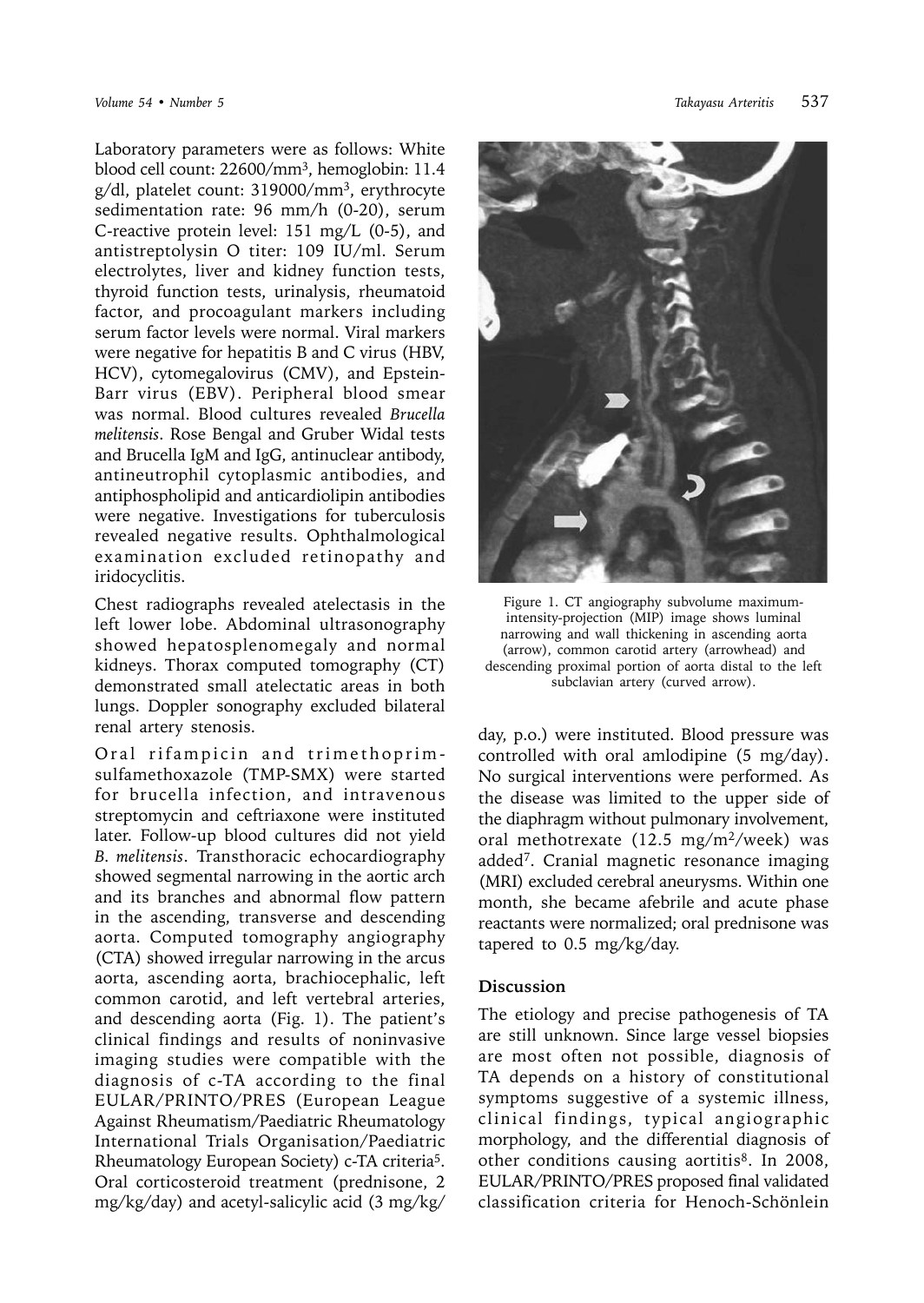Laboratory parameters were as follows: White blood cell count: 22600/mm$^3$, hemoglobin: 11.4 g/dl, platelet count: 319000/mm$^3$, erythrocyte sedimentation rate: 96 mm/h (0-20), serum C-reactive protein level: 151 mg/L (0-5), and antistreptolysin O titer: 109 IU/ml. Serum electrolytes, liver and kidney function tests, thyroid function tests, urinalysis, rheumatoid factor, and procoagulant markers including serum factor levels were normal. Viral markers were negative for hepatitis B and C virus (HBV, HCV), cytomegalovirus (CMV), and Epstein-Barr virus (EBV). Peripheral blood smear was normal. Blood cultures revealed *Brucella melitensis*. Rose Bengal and Gruber Widal tests and Brucella IgM and IgG, antinuclear antibody, antineutrophil cytoplasmic antibodies, and antiphospholipid and anticardiolipin antibodies were negative. Investigations for tuberculosis revealed negative results. Ophthalmological examination excluded retinopathy and iridocyclitis.

Chest radiographs revealed atelectasis in the left lower lobe. Abdominal ultrasonography showed hepatosplenomegaly and normal kidneys. Thorax computed tomography (CT) demonstrated small atelectatic areas in both lungs. Doppler sonography excluded bilateral renal artery stenosis.

Oral rifampicin and trimethoprim-sulfamethoxazole (TMP-SMX) were started for brucella infection, and intravenous streptomycin and ceftriaxone were instituted later. Follow-up blood cultures did not yield *B. melitensis*. Transthoracic echocardiography showed segmental narrowing in the aortic arch and its branches and abnormal flow pattern in the ascending, transverse and descending aorta. Computed tomography angiography (CTA) showed irregular narrowing in the arcus aorta, ascending aorta, brachiocephalic, left common carotid, and left vertebral arteries, and descending aorta (Fig. 1). The patient's clinical findings and results of noninvasive imaging studies were compatible with the diagnosis of c-TA according to the final EULAR/PRINTO/PRES (European League Against Rheumatism/Paediatric Rheumatology International Trials Organisation/Paediatric Rheumatology European Society) c-TA criteria[5]. Oral corticosteroid treatment (prednisone, 2 mg/kg/day) and acetyl-salicylic acid (3 mg/kg/day, p.o.) were instituted. Blood pressure was controlled with oral amlodipine (5 mg/day). No surgical interventions were performed. As the disease was limited to the upper side of the diaphragm without pulmonary involvement, oral methotrexate (12.5 mg/m$^2$/week) was added[7]. Cranial magnetic resonance imaging (MRI) excluded cerebral aneurysms. Within one month, she became afebrile and acute phase reactants were normalized; oral prednisone was tapered to 0.5 mg/kg/day.

Figure 1. CT angiography subvolume maximum-intensity-projection (MIP) image shows luminal narrowing and wall thickening in ascending aorta (arrow), common carotid artery (arrowhead) and descending proximal portion of aorta distal to the left subclavian artery (curved arrow).

## Discussion

The etiology and precise pathogenesis of TA are still unknown. Since large vessel biopsies are most often not possible, diagnosis of TA depends on a history of constitutional symptoms suggestive of a systemic illness, clinical findings, typical angiographic morphology, and the differential diagnosis of other conditions causing aortitis[8]. In 2008, EULAR/PRINTO/PRES proposed final validated classification criteria for Henoch-Schönlein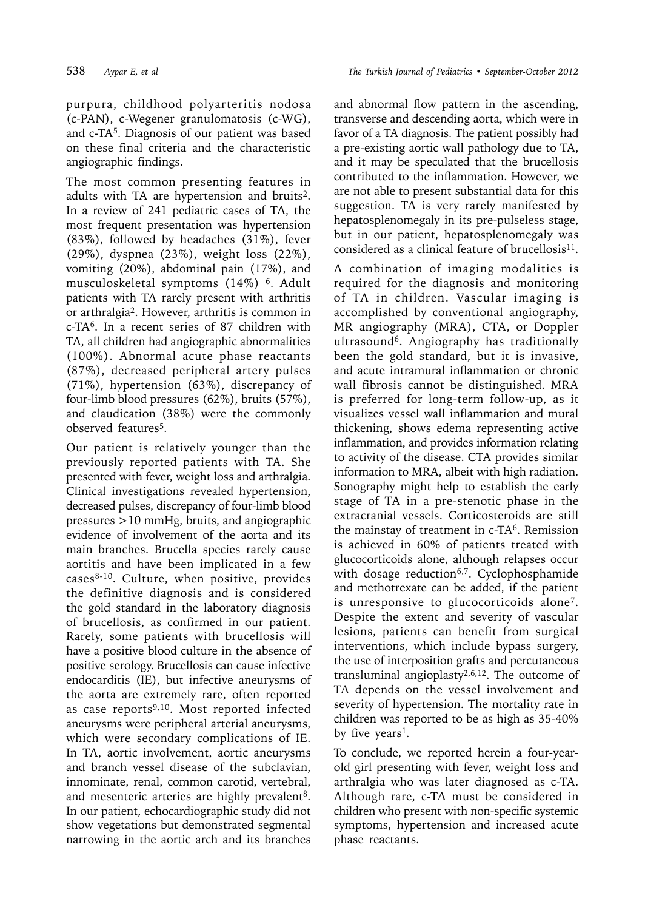purpura, childhood polyarteritis nodosa (c-PAN), c-Wegener granulomatosis (c-WG), and c-TA[5]. Diagnosis of our patient was based on these final criteria and the characteristic angiographic findings.

The most common presenting features in adults with TA are hypertension and bruits[2]. In a review of 241 pediatric cases of TA, the most frequent presentation was hypertension (83%), followed by headaches (31%), fever (29%), dyspnea (23%), weight loss (22%), vomiting (20%), abdominal pain (17%), and musculoskeletal symptoms (14%) [6]. Adult patients with TA rarely present with arthritis or arthralgia[2]. However, arthritis is common in c-TA[6]. In a recent series of 87 children with TA, all children had angiographic abnormalities (100%). Abnormal acute phase reactants (87%), decreased peripheral artery pulses (71%), hypertension (63%), discrepancy of four-limb blood pressures (62%), bruits (57%), and claudication (38%) were the commonly observed features[5].

Our patient is relatively younger than the previously reported patients with TA. She presented with fever, weight loss and arthralgia. Clinical investigations revealed hypertension, decreased pulses, discrepancy of four-limb blood pressures >10 mmHg, bruits, and angiographic evidence of involvement of the aorta and its main branches. Brucella species rarely cause aortitis and have been implicated in a few cases[8-10]. Culture, when positive, provides the definitive diagnosis and is considered the gold standard in the laboratory diagnosis of brucellosis, as confirmed in our patient. Rarely, some patients with brucellosis will have a positive blood culture in the absence of positive serology. Brucellosis can cause infective endocarditis (IE), but infective aneurysms of the aorta are extremely rare, often reported as case reports[9,10]. Most reported infected aneurysms were peripheral arterial aneurysms, which were secondary complications of IE. In TA, aortic involvement, aortic aneurysms and branch vessel disease of the subclavian, innominate, renal, common carotid, vertebral, and mesenteric arteries are highly prevalent[8]. In our patient, echocardiographic study did not show vegetations but demonstrated segmental narrowing in the aortic arch and its branches and abnormal flow pattern in the ascending, transverse and descending aorta, which were in favor of a TA diagnosis. The patient possibly had a pre-existing aortic wall pathology due to TA, and it may be speculated that the brucellosis contributed to the inflammation. However, we are not able to present substantial data for this suggestion. TA is very rarely manifested by hepatosplenomegaly in its pre-pulseless stage, but in our patient, hepatosplenomegaly was considered as a clinical feature of brucellosis[11].

A combination of imaging modalities is required for the diagnosis and monitoring of TA in children. Vascular imaging is accomplished by conventional angiography, MR angiography (MRA), CTA, or Doppler ultrasound[6]. Angiography has traditionally been the gold standard, but it is invasive, and acute intramural inflammation or chronic wall fibrosis cannot be distinguished. MRA is preferred for long-term follow-up, as it visualizes vessel wall inflammation and mural thickening, shows edema representing active inflammation, and provides information relating to activity of the disease. CTA provides similar information to MRA, albeit with high radiation. Sonography might help to establish the early stage of TA in a pre-stenotic phase in the extracranial vessels. Corticosteroids are still the mainstay of treatment in c-TA[6]. Remission is achieved in 60% of patients treated with glucocorticoids alone, although relapses occur with dosage reduction[6,7]. Cyclophosphamide and methotrexate can be added, if the patient is unresponsive to glucocorticoids alone[7]. Despite the extent and severity of vascular lesions, patients can benefit from surgical interventions, which include bypass surgery, the use of interposition grafts and percutaneous transluminal angioplasty[2,6,12]. The outcome of TA depends on the vessel involvement and severity of hypertension. The mortality rate in children was reported to be as high as 35-40% by five years[1].

To conclude, we reported herein a four-year-old girl presenting with fever, weight loss and arthralgia who was later diagnosed as c-TA. Although rare, c-TA must be considered in children who present with non-specific systemic symptoms, hypertension and increased acute phase reactants.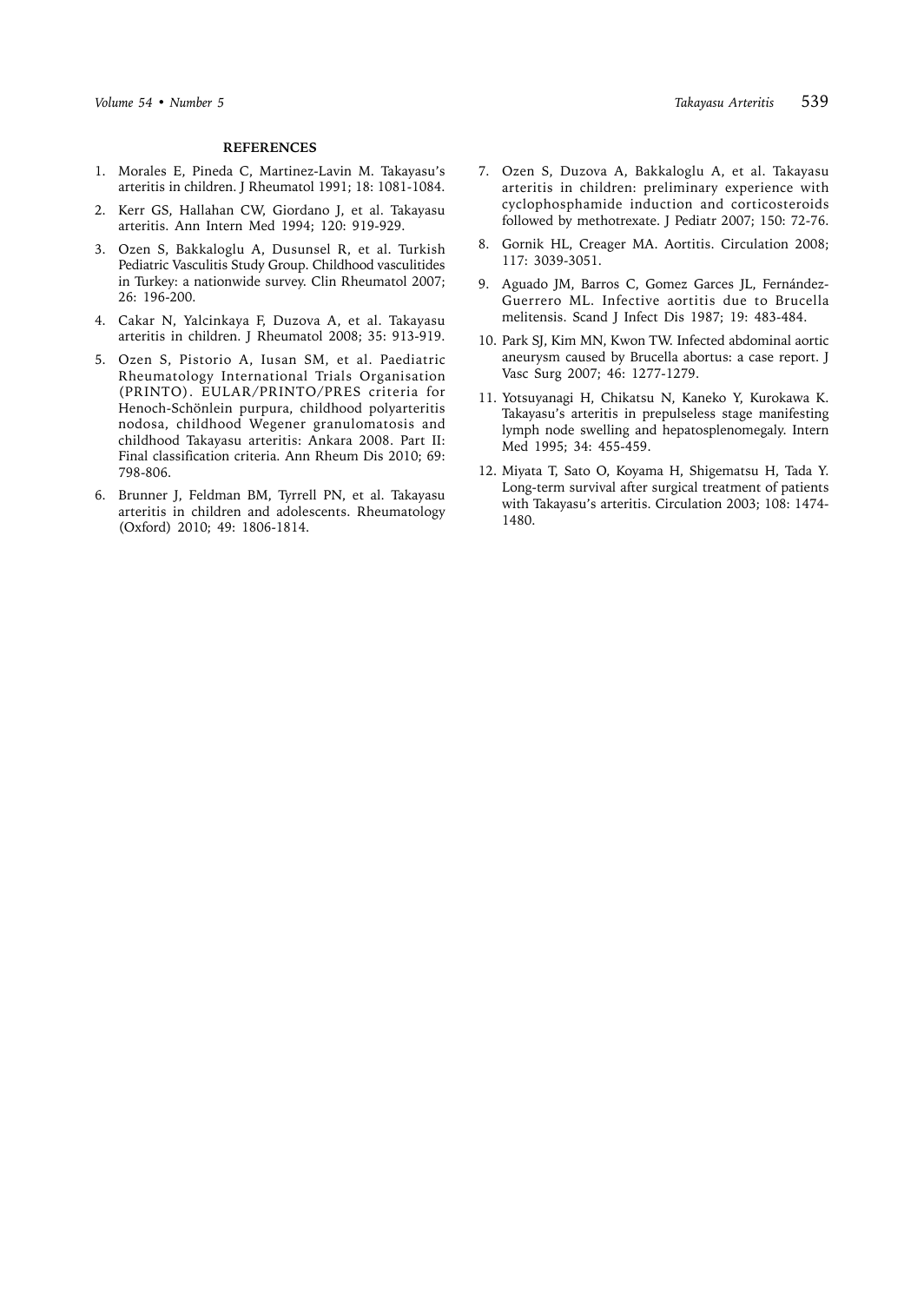## REFERENCES

1. Morales E, Pineda C, Martinez-Lavin M. Takayasu's arteritis in children. J Rheumatol 1991; 18: 1081-1084.
2. Kerr GS, Hallahan CW, Giordano J, et al. Takayasu arteritis. Ann Intern Med 1994; 120: 919-929.
3. Ozen S, Bakkaloglu A, Dusunsel R, et al. Turkish Pediatric Vasculitis Study Group. Childhood vasculitides in Turkey: a nationwide survey. Clin Rheumatol 2007; 26: 196-200.
4. Cakar N, Yalcinkaya F, Duzova A, et al. Takayasu arteritis in children. J Rheumatol 2008; 35: 913-919.
5. Ozen S, Pistorio A, Iusan SM, et al. Paediatric Rheumatology International Trials Organisation (PRINTO). EULAR/PRINTO/PRES criteria for Henoch-Schönlein purpura, childhood polyarteritis nodosa, childhood Wegener granulomatosis and childhood Takayasu arteritis: Ankara 2008. Part II: Final classification criteria. Ann Rheum Dis 2010; 69: 798-806.
6. Brunner J, Feldman BM, Tyrrell PN, et al. Takayasu arteritis in children and adolescents. Rheumatology (Oxford) 2010; 49: 1806-1814.
7. Ozen S, Duzova A, Bakkaloglu A, et al. Takayasu arteritis in children: preliminary experience with cyclophosphamide induction and corticosteroids followed by methotrexate. J Pediatr 2007; 150: 72-76.
8. Gornik HL, Creager MA. Aortitis. Circulation 2008; 117: 3039-3051.
9. Aguado JM, Barros C, Gomez Garces JL, Fernández-Guerrero ML. Infective aortitis due to Brucella melitensis. Scand J Infect Dis 1987; 19: 483-484.
10. Park SJ, Kim MN, Kwon TW. Infected abdominal aortic aneurysm caused by Brucella abortus: a case report. J Vasc Surg 2007; 46: 1277-1279.
11. Yotsuyanagi H, Chikatsu N, Kaneko Y, Kurokawa K. Takayasu's arteritis in prepulseless stage manifesting lymph node swelling and hepatosplenomegaly. Intern Med 1995; 34: 455-459.
12. Miyata T, Sato O, Koyama H, Shigematsu H, Tada Y. Long-term survival after surgical treatment of patients with Takayasu's arteritis. Circulation 2003; 108: 1474-1480.